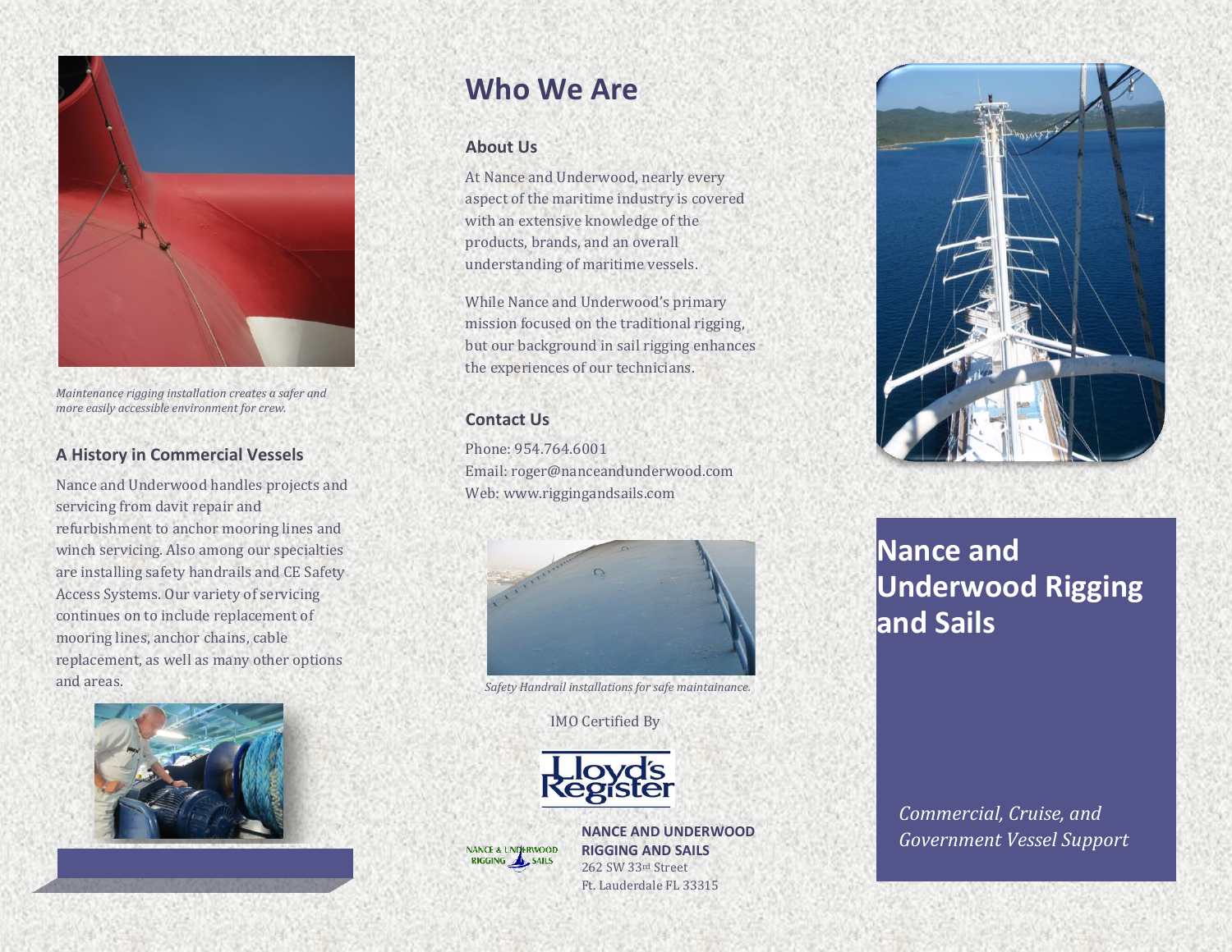*Maintenance rigging installation creates a safer and more easily accessible environment for crew.*

### A History in Commercial Vessels

Nance and Underwood handles projects and servicing from davit repair and refurbishment to anchor mooring lines and winch servicing. Also among our specialties are installing safety handrails and CE Safety Access Systems. Our variety of servicing continues on to include replacement of mooring lines, anchor chains, cable replacement, as well as many other options and areas.

## Who We Are

### About Us

At Nance and Underwood, nearly every aspect of the maritime industry is covered with an extensive knowledge of the products, brands, and an overall understanding of maritime vessels.

While Nance and Underwood's primary mission focused on the traditional rigging, but our background in sail rigging enhances the experiences of our technicians.

### Contact Us

Phone: 954.764.6001
Email: roger@nanceandunderwood.com
Web: www.riggingandsails.com

*Safety Handrail installations for safe maintainance.*

IMO Certified By

Lloyd's Register

NANCE & UNDERWOOD RIGGING SAILS

**NANCE AND UNDERWOOD RIGGING AND SAILS**
262 SW 33rd Street
Ft. Lauderdale FL 33315

# Nance and Underwood Rigging and Sails

*Commercial, Cruise, and Government Vessel Support*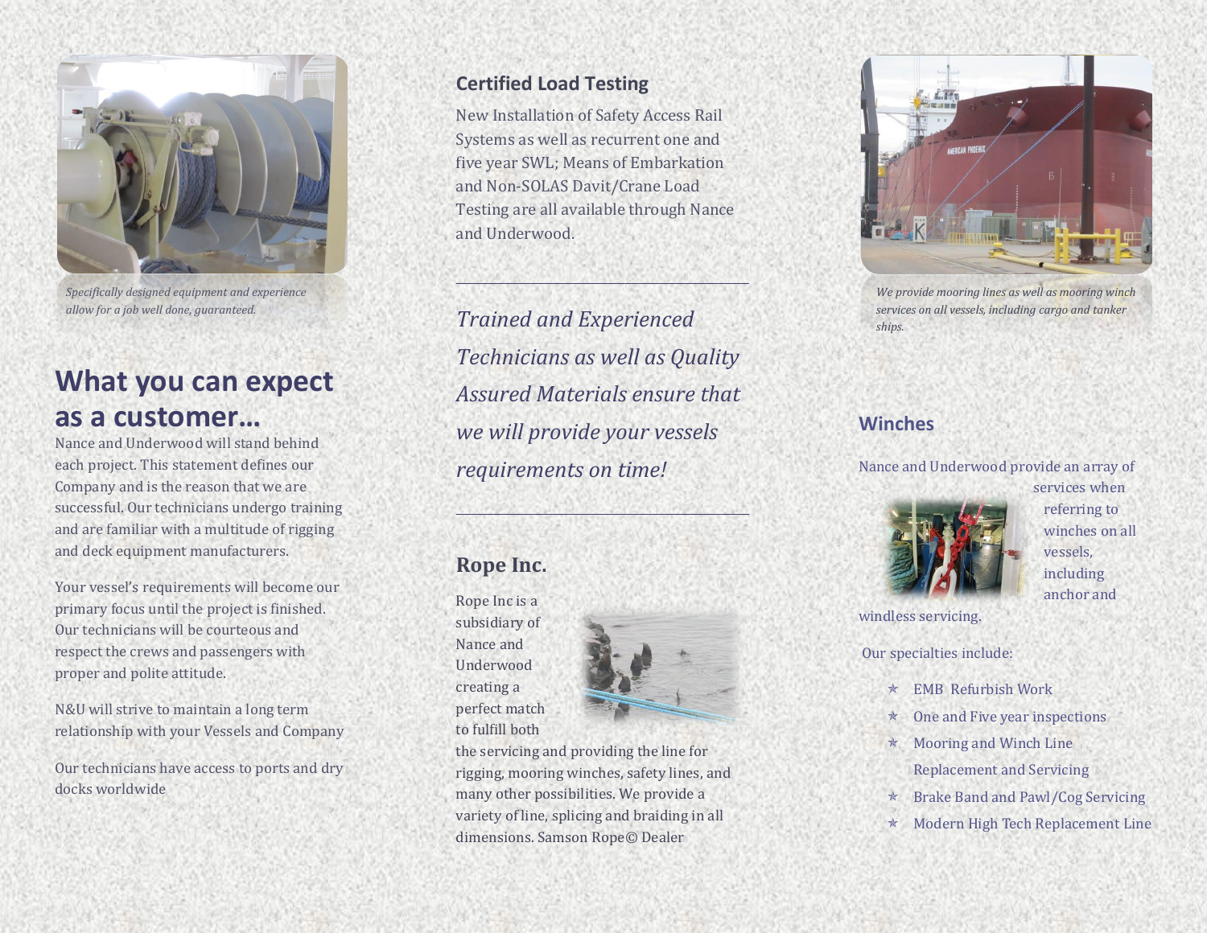*Specifically designed equipment and experience allow for a job well done, guaranteed.*

# What you can expect as a customer…

Nance and Underwood will stand behind each project. This statement defines our Company and is the reason that we are successful. Our technicians undergo training and are familiar with a multitude of rigging and deck equipment manufacturers.

Your vessel's requirements will become our primary focus until the project is finished. Our technicians will be courteous and respect the crews and passengers with proper and polite attitude.

N&U will strive to maintain a long term relationship with your Vessels and Company

Our technicians have access to ports and dry docks worldwide

## Certified Load Testing

New Installation of Safety Access Rail Systems as well as recurrent one and five year SWL; Means of Embarkation and Non-SOLAS Davit/Crane Load Testing are all available through Nance and Underwood.

---

*Trained and Experienced Technicians as well as Quality Assured Materials ensure that we will provide your vessels requirements on time!*

---

## Rope Inc.

Rope Inc is a subsidiary of Nance and Underwood creating a perfect match to fulfill both the servicing and providing the line for rigging, mooring winches, safety lines, and many other possibilities. We provide a variety of line, splicing and braiding in all dimensions. Samson Rope© Dealer

*We provide mooring lines as well as mooring winch services on all vessels, including cargo and tanker ships.*

## Winches

Nance and Underwood provide an array of services when referring to winches on all vessels, including anchor and windless servicing.

Our specialties include:

- EMB Refurbish Work
- One and Five year inspections
- Mooring and Winch Line Replacement and Servicing
- Brake Band and Pawl/Cog Servicing
- Modern High Tech Replacement Line